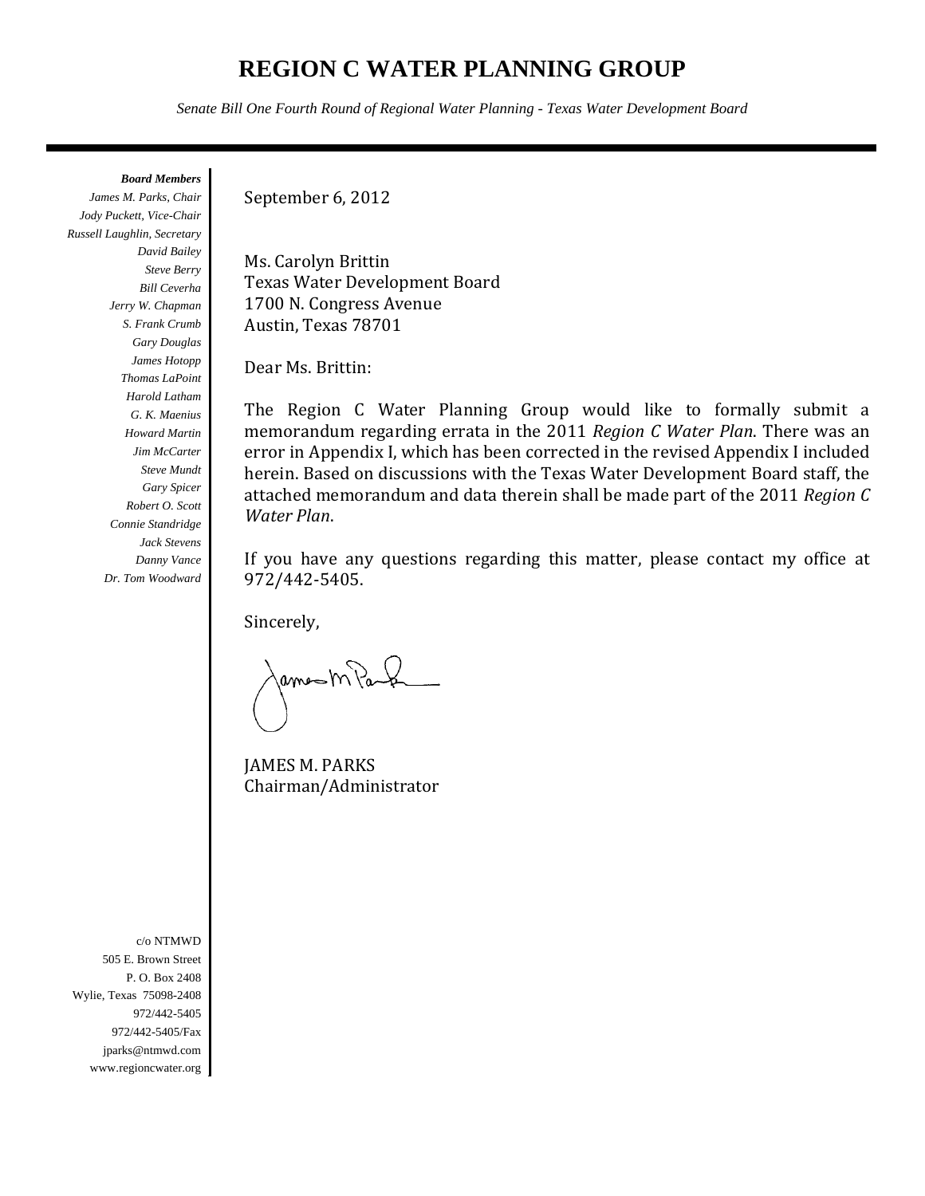# REGION C WATER PLANNING GROUP

*Senate Bill One Fourth Round of Regional Water Planning - Texas Water Development Board*

***Board Members***
*James M. Parks, Chair*
*Jody Puckett, Vice-Chair*
*Russell Laughlin, Secretary*
*David Bailey*
*Steve Berry*
*Bill Ceverha*
*Jerry W. Chapman*
*S. Frank Crumb*
*Gary Douglas*
*James Hotopp*
*Thomas LaPoint*
*Harold Latham*
*G. K. Maenius*
*Howard Martin*
*Jim McCarter*
*Steve Mundt*
*Gary Spicer*
*Robert O. Scott*
*Connie Standridge*
*Jack Stevens*
*Danny Vance*
*Dr. Tom Woodward*

September 6, 2012

Ms. Carolyn Brittin
Texas Water Development Board
1700 N. Congress Avenue
Austin, Texas 78701

Dear Ms. Brittin:

The Region C Water Planning Group would like to formally submit a memorandum regarding errata in the 2011 *Region C Water Plan*. There was an error in Appendix I, which has been corrected in the revised Appendix I included herein. Based on discussions with the Texas Water Development Board staff, the attached memorandum and data therein shall be made part of the 2011 *Region C Water Plan*.

If you have any questions regarding this matter, please contact my office at 972/442-5405.

Sincerely,

JAMES M. PARKS
Chairman/Administrator

c/o NTMWD
505 E. Brown Street
P. O. Box 2408
Wylie, Texas 75098-2408
972/442-5405
972/442-5405/Fax
jparks@ntmwd.com
www.regioncwater.org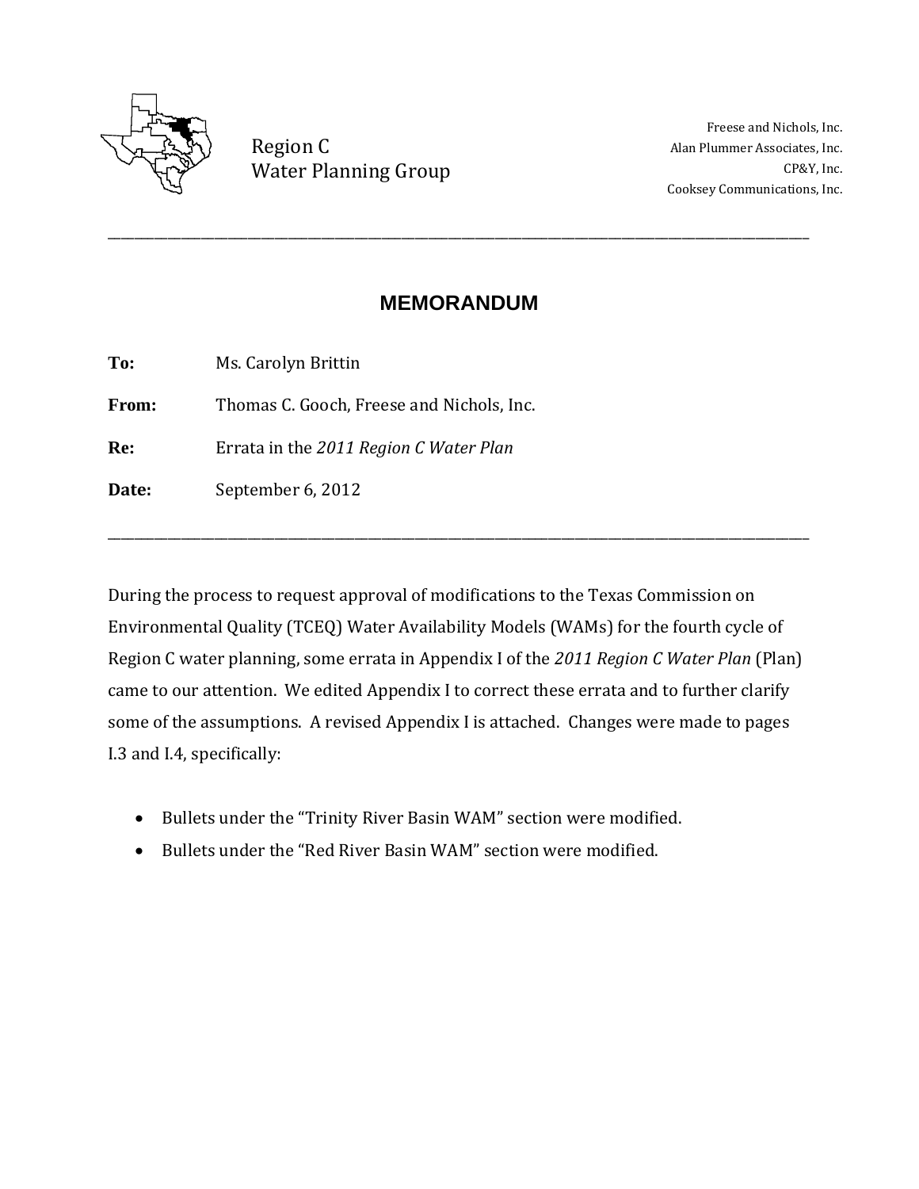Region C
Water Planning Group

Freese and Nichols, Inc.
Alan Plummer Associates, Inc.
CP&Y, Inc.
Cooksey Communications, Inc.

---

# MEMORANDUM

**To:** Ms. Carolyn Brittin

**From:** Thomas C. Gooch, Freese and Nichols, Inc.

**Re:** Errata in the *2011 Region C Water Plan*

**Date:** September 6, 2012

---

During the process to request approval of modifications to the Texas Commission on Environmental Quality (TCEQ) Water Availability Models (WAMs) for the fourth cycle of Region C water planning, some errata in Appendix I of the *2011 Region C Water Plan* (Plan) came to our attention. We edited Appendix I to correct these errata and to further clarify some of the assumptions. A revised Appendix I is attached. Changes were made to pages I.3 and I.4, specifically:

- Bullets under the "Trinity River Basin WAM" section were modified.
- Bullets under the "Red River Basin WAM" section were modified.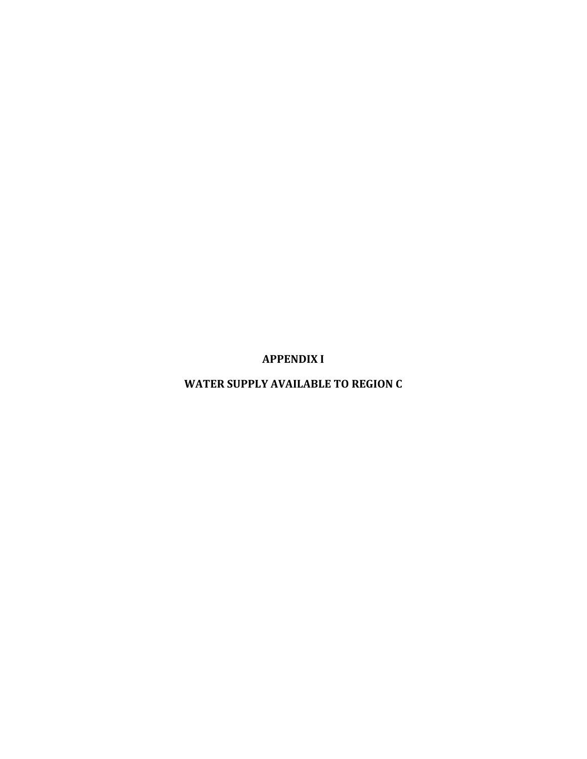# APPENDIX I

# WATER SUPPLY AVAILABLE TO REGION C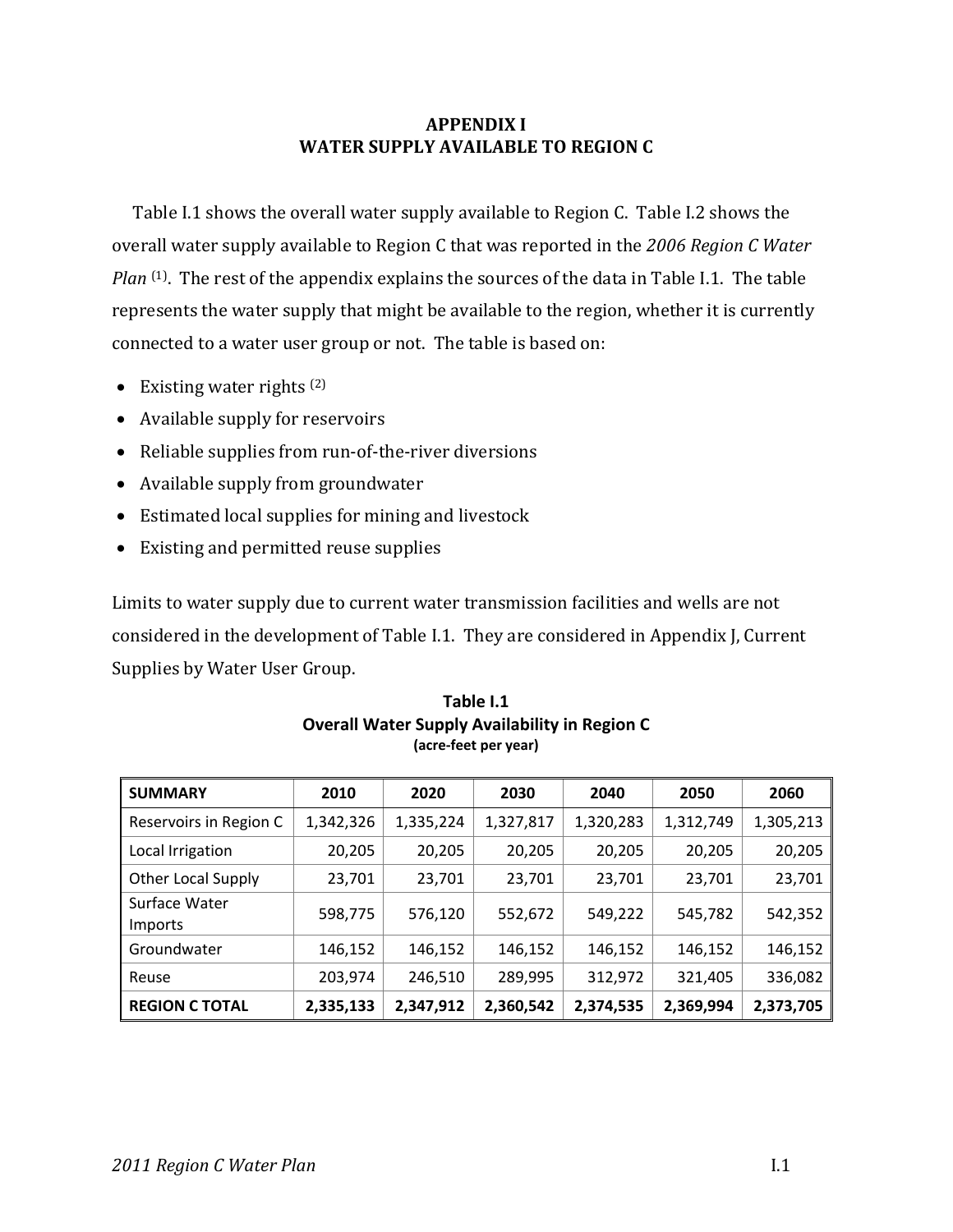# APPENDIX I
# WATER SUPPLY AVAILABLE TO REGION C

Table I.1 shows the overall water supply available to Region C. Table I.2 shows the overall water supply available to Region C that was reported in the *2006 Region C Water Plan* [(1)]. The rest of the appendix explains the sources of the data in Table I.1. The table represents the water supply that might be available to the region, whether it is currently connected to a water user group or not. The table is based on:

- Existing water rights [(2)]
- Available supply for reservoirs
- Reliable supplies from run-of-the-river diversions
- Available supply from groundwater
- Estimated local supplies for mining and livestock
- Existing and permitted reuse supplies

Limits to water supply due to current water transmission facilities and wells are not considered in the development of Table I.1. They are considered in Appendix J, Current Supplies by Water User Group.

**Table I.1**
**Overall Water Supply Availability in Region C**
**(acre-feet per year)**

| SUMMARY | 2010 | 2020 | 2030 | 2040 | 2050 | 2060 |
|---|---|---|---|---|---|---|
| Reservoirs in Region C | 1,342,326 | 1,335,224 | 1,327,817 | 1,320,283 | 1,312,749 | 1,305,213 |
| Local Irrigation | 20,205 | 20,205 | 20,205 | 20,205 | 20,205 | 20,205 |
| Other Local Supply | 23,701 | 23,701 | 23,701 | 23,701 | 23,701 | 23,701 |
| Surface Water Imports | 598,775 | 576,120 | 552,672 | 549,222 | 545,782 | 542,352 |
| Groundwater | 146,152 | 146,152 | 146,152 | 146,152 | 146,152 | 146,152 |
| Reuse | 203,974 | 246,510 | 289,995 | 312,972 | 321,405 | 336,082 |
| **REGION C TOTAL** | **2,335,133** | **2,347,912** | **2,360,542** | **2,374,535** | **2,369,994** | **2,373,705** |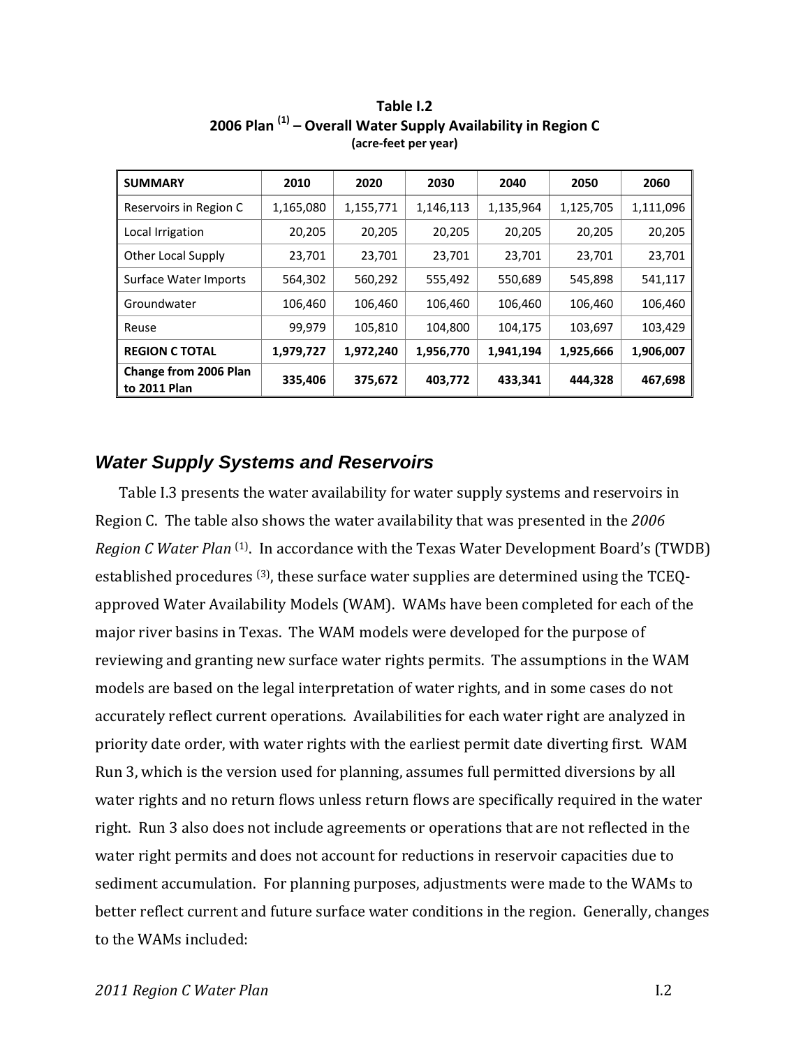**Table I.2**
**2006 Plan [(1)] – Overall Water Supply Availability in Region C**
**(acre-feet per year)**

| SUMMARY | 2010 | 2020 | 2030 | 2040 | 2050 | 2060 |
|---|---|---|---|---|---|---|
| Reservoirs in Region C | 1,165,080 | 1,155,771 | 1,146,113 | 1,135,964 | 1,125,705 | 1,111,096 |
| Local Irrigation | 20,205 | 20,205 | 20,205 | 20,205 | 20,205 | 20,205 |
| Other Local Supply | 23,701 | 23,701 | 23,701 | 23,701 | 23,701 | 23,701 |
| Surface Water Imports | 564,302 | 560,292 | 555,492 | 550,689 | 545,898 | 541,117 |
| Groundwater | 106,460 | 106,460 | 106,460 | 106,460 | 106,460 | 106,460 |
| Reuse | 99,979 | 105,810 | 104,800 | 104,175 | 103,697 | 103,429 |
| **REGION C TOTAL** | **1,979,727** | **1,972,240** | **1,956,770** | **1,941,194** | **1,925,666** | **1,906,007** |
| **Change from 2006 Plan to 2011 Plan** | **335,406** | **375,672** | **403,772** | **433,341** | **444,328** | **467,698** |

## *Water Supply Systems and Reservoirs*

Table I.3 presents the water availability for water supply systems and reservoirs in Region C. The table also shows the water availability that was presented in the *2006 Region C Water Plan* [(1)]. In accordance with the Texas Water Development Board's (TWDB) established procedures [(3)], these surface water supplies are determined using the TCEQ-approved Water Availability Models (WAM). WAMs have been completed for each of the major river basins in Texas. The WAM models were developed for the purpose of reviewing and granting new surface water rights permits. The assumptions in the WAM models are based on the legal interpretation of water rights, and in some cases do not accurately reflect current operations. Availabilities for each water right are analyzed in priority date order, with water rights with the earliest permit date diverting first. WAM Run 3, which is the version used for planning, assumes full permitted diversions by all water rights and no return flows unless return flows are specifically required in the water right. Run 3 also does not include agreements or operations that are not reflected in the water right permits and does not account for reductions in reservoir capacities due to sediment accumulation. For planning purposes, adjustments were made to the WAMs to better reflect current and future surface water conditions in the region. Generally, changes to the WAMs included: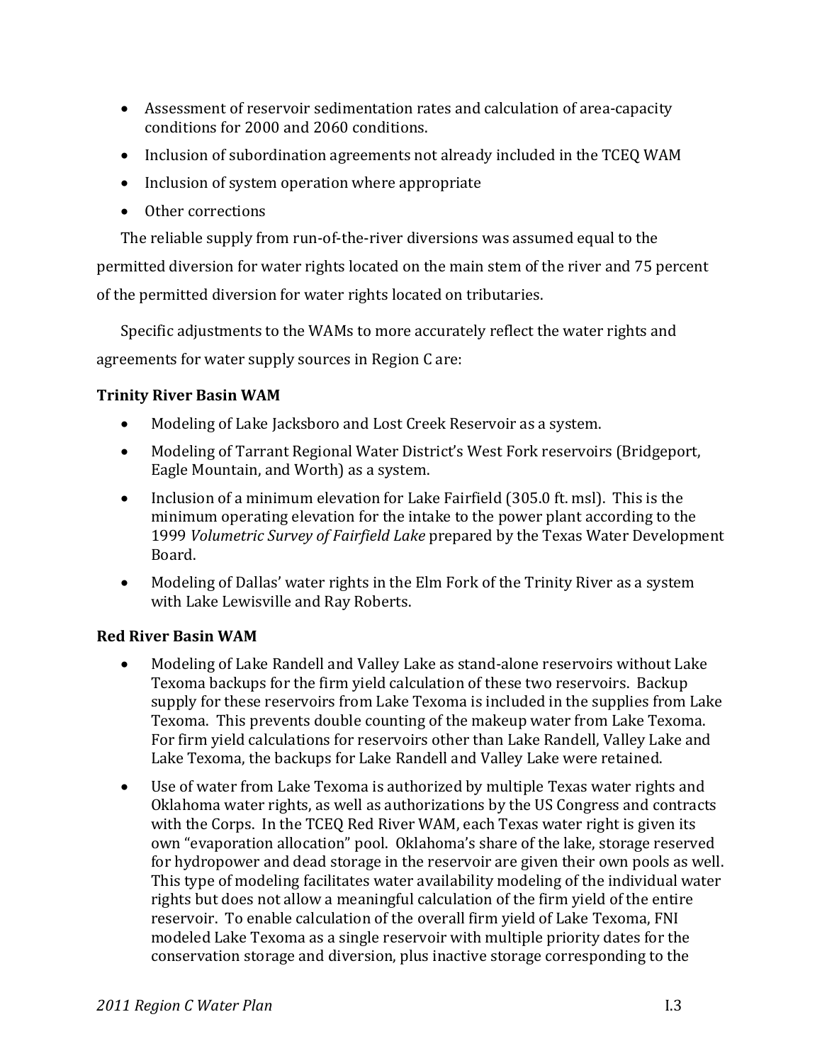- Assessment of reservoir sedimentation rates and calculation of area-capacity conditions for 2000 and 2060 conditions.
- Inclusion of subordination agreements not already included in the TCEQ WAM
- Inclusion of system operation where appropriate
- Other corrections

The reliable supply from run-of-the-river diversions was assumed equal to the permitted diversion for water rights located on the main stem of the river and 75 percent of the permitted diversion for water rights located on tributaries.

Specific adjustments to the WAMs to more accurately reflect the water rights and agreements for water supply sources in Region C are:

**Trinity River Basin WAM**

- Modeling of Lake Jacksboro and Lost Creek Reservoir as a system.
- Modeling of Tarrant Regional Water District's West Fork reservoirs (Bridgeport, Eagle Mountain, and Worth) as a system.
- Inclusion of a minimum elevation for Lake Fairfield (305.0 ft. msl). This is the minimum operating elevation for the intake to the power plant according to the 1999 *Volumetric Survey of Fairfield Lake* prepared by the Texas Water Development Board.
- Modeling of Dallas' water rights in the Elm Fork of the Trinity River as a system with Lake Lewisville and Ray Roberts.

**Red River Basin WAM**

- Modeling of Lake Randell and Valley Lake as stand-alone reservoirs without Lake Texoma backups for the firm yield calculation of these two reservoirs. Backup supply for these reservoirs from Lake Texoma is included in the supplies from Lake Texoma. This prevents double counting of the makeup water from Lake Texoma. For firm yield calculations for reservoirs other than Lake Randell, Valley Lake and Lake Texoma, the backups for Lake Randell and Valley Lake were retained.
- Use of water from Lake Texoma is authorized by multiple Texas water rights and Oklahoma water rights, as well as authorizations by the US Congress and contracts with the Corps. In the TCEQ Red River WAM, each Texas water right is given its own "evaporation allocation" pool. Oklahoma's share of the lake, storage reserved for hydropower and dead storage in the reservoir are given their own pools as well. This type of modeling facilitates water availability modeling of the individual water rights but does not allow a meaningful calculation of the firm yield of the entire reservoir. To enable calculation of the overall firm yield of Lake Texoma, FNI modeled Lake Texoma as a single reservoir with multiple priority dates for the conservation storage and diversion, plus inactive storage corresponding to the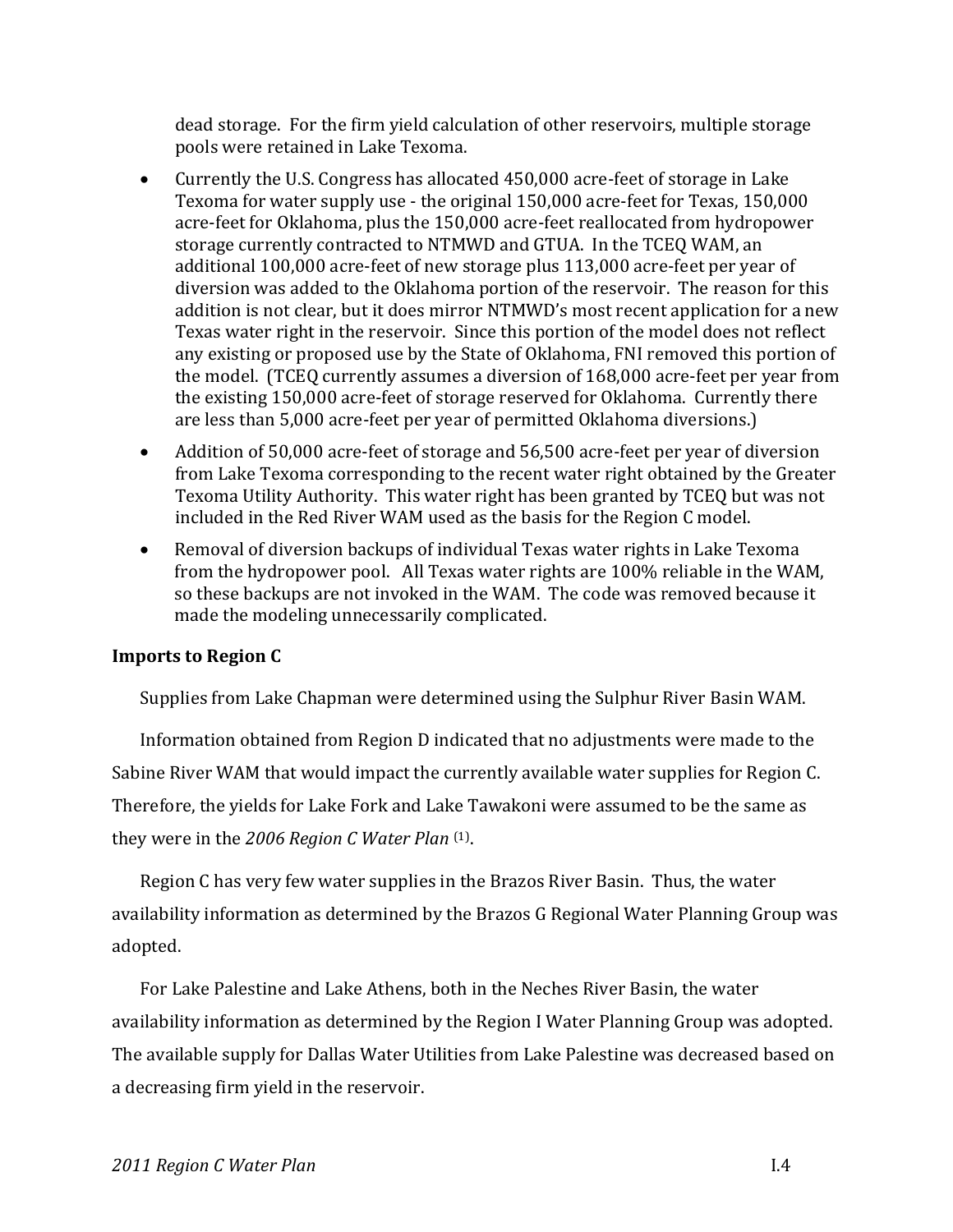dead storage. For the firm yield calculation of other reservoirs, multiple storage pools were retained in Lake Texoma.

- Currently the U.S. Congress has allocated 450,000 acre-feet of storage in Lake Texoma for water supply use - the original 150,000 acre-feet for Texas, 150,000 acre-feet for Oklahoma, plus the 150,000 acre-feet reallocated from hydropower storage currently contracted to NTMWD and GTUA. In the TCEQ WAM, an additional 100,000 acre-feet of new storage plus 113,000 acre-feet per year of diversion was added to the Oklahoma portion of the reservoir. The reason for this addition is not clear, but it does mirror NTMWD's most recent application for a new Texas water right in the reservoir. Since this portion of the model does not reflect any existing or proposed use by the State of Oklahoma, FNI removed this portion of the model. (TCEQ currently assumes a diversion of 168,000 acre-feet per year from the existing 150,000 acre-feet of storage reserved for Oklahoma. Currently there are less than 5,000 acre-feet per year of permitted Oklahoma diversions.)
- Addition of 50,000 acre-feet of storage and 56,500 acre-feet per year of diversion from Lake Texoma corresponding to the recent water right obtained by the Greater Texoma Utility Authority. This water right has been granted by TCEQ but was not included in the Red River WAM used as the basis for the Region C model.
- Removal of diversion backups of individual Texas water rights in Lake Texoma from the hydropower pool. All Texas water rights are 100% reliable in the WAM, so these backups are not invoked in the WAM. The code was removed because it made the modeling unnecessarily complicated.

**Imports to Region C**

Supplies from Lake Chapman were determined using the Sulphur River Basin WAM.

Information obtained from Region D indicated that no adjustments were made to the Sabine River WAM that would impact the currently available water supplies for Region C. Therefore, the yields for Lake Fork and Lake Tawakoni were assumed to be the same as they were in the *2006 Region C Water Plan* [(1)].

Region C has very few water supplies in the Brazos River Basin. Thus, the water availability information as determined by the Brazos G Regional Water Planning Group was adopted.

For Lake Palestine and Lake Athens, both in the Neches River Basin, the water availability information as determined by the Region I Water Planning Group was adopted. The available supply for Dallas Water Utilities from Lake Palestine was decreased based on a decreasing firm yield in the reservoir.